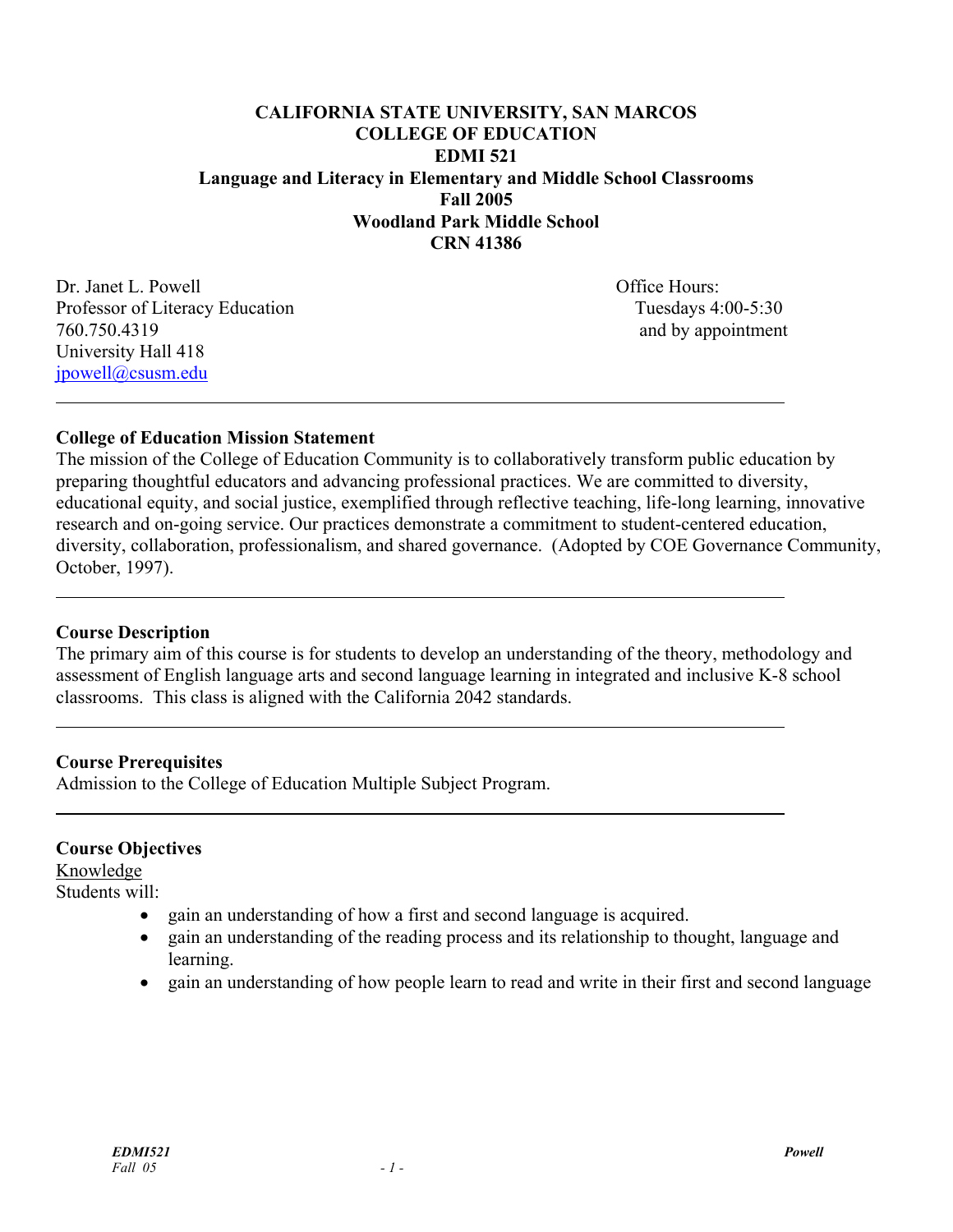# CALIFORNIA STATE UNIVERSITY, SAN MARCOS
## COLLEGE OF EDUCATION
## EDMI 521
## Language and Literacy in Elementary and Middle School Classrooms
## Fall 2005
## Woodland Park Middle School
## CRN 41386

Dr. Janet L. Powell
Professor of Literacy Education
760.750.4319
University Hall 418
jpowell@csusm.edu

Office Hours:
Tuesdays 4:00-5:30
and by appointment

---

### College of Education Mission Statement

The mission of the College of Education Community is to collaboratively transform public education by preparing thoughtful educators and advancing professional practices. We are committed to diversity, educational equity, and social justice, exemplified through reflective teaching, life-long learning, innovative research and on-going service. Our practices demonstrate a commitment to student-centered education, diversity, collaboration, professionalism, and shared governance. (Adopted by COE Governance Community, October, 1997).

---

### Course Description

The primary aim of this course is for students to develop an understanding of the theory, methodology and assessment of English language arts and second language learning in integrated and inclusive K-8 school classrooms. This class is aligned with the California 2042 standards.

---

### Course Prerequisites

Admission to the College of Education Multiple Subject Program.

---

### Course Objectives

Knowledge

Students will:

- gain an understanding of how a first and second language is acquired.
- gain an understanding of the reading process and its relationship to thought, language and learning.
- gain an understanding of how people learn to read and write in their first and second language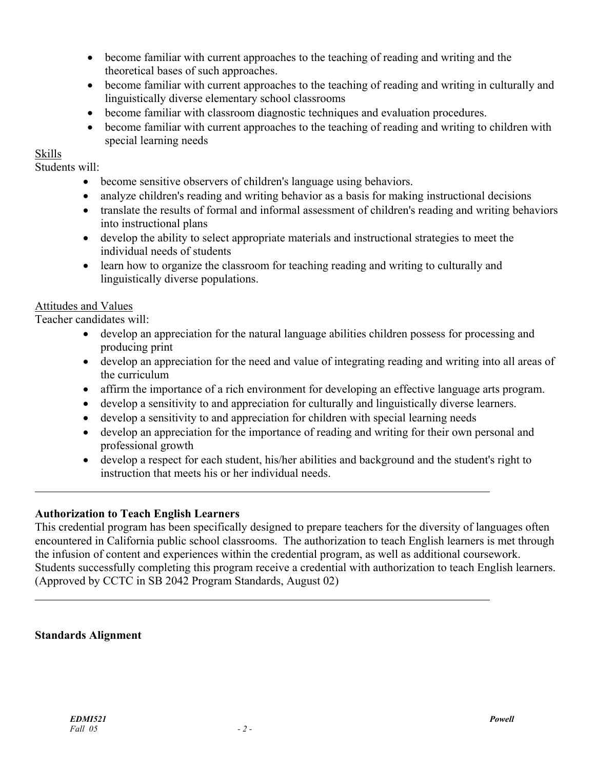- become familiar with current approaches to the teaching of reading and writing and the theoretical bases of such approaches.
- become familiar with current approaches to the teaching of reading and writing in culturally and linguistically diverse elementary school classrooms
- become familiar with classroom diagnostic techniques and evaluation procedures.
- become familiar with current approaches to the teaching of reading and writing to children with special learning needs

Skills

Students will:

- become sensitive observers of children's language using behaviors.
- analyze children's reading and writing behavior as a basis for making instructional decisions
- translate the results of formal and informal assessment of children's reading and writing behaviors into instructional plans
- develop the ability to select appropriate materials and instructional strategies to meet the individual needs of students
- learn how to organize the classroom for teaching reading and writing to culturally and linguistically diverse populations.

Attitudes and Values

Teacher candidates will:

- develop an appreciation for the natural language abilities children possess for processing and producing print
- develop an appreciation for the need and value of integrating reading and writing into all areas of the curriculum
- affirm the importance of a rich environment for developing an effective language arts program.
- develop a sensitivity to and appreciation for culturally and linguistically diverse learners.
- develop a sensitivity to and appreciation for children with special learning needs
- develop an appreciation for the importance of reading and writing for their own personal and professional growth
- develop a respect for each student, his/her abilities and background and the student's right to instruction that meets his or her individual needs.

---

**Authorization to Teach English Learners**

This credential program has been specifically designed to prepare teachers for the diversity of languages often encountered in California public school classrooms. The authorization to teach English learners is met through the infusion of content and experiences within the credential program, as well as additional coursework. Students successfully completing this program receive a credential with authorization to teach English learners. (Approved by CCTC in SB 2042 Program Standards, August 02)

---

**Standards Alignment**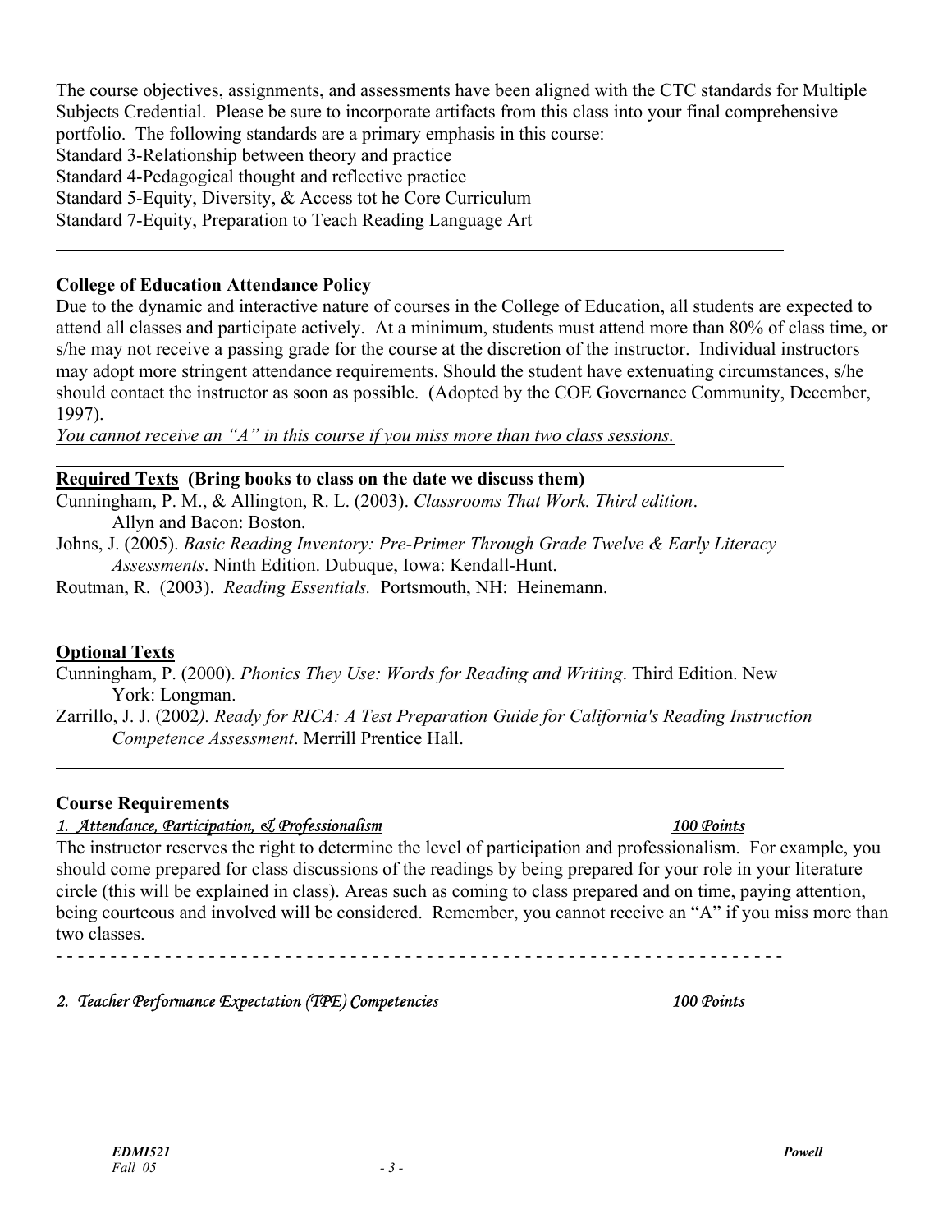The course objectives, assignments, and assessments have been aligned with the CTC standards for Multiple Subjects Credential. Please be sure to incorporate artifacts from this class into your final comprehensive portfolio. The following standards are a primary emphasis in this course:
Standard 3-Relationship between theory and practice
Standard 4-Pedagogical thought and reflective practice
Standard 5-Equity, Diversity, & Access tot he Core Curriculum
Standard 7-Equity, Preparation to Teach Reading Language Art

---

**College of Education Attendance Policy**

Due to the dynamic and interactive nature of courses in the College of Education, all students are expected to attend all classes and participate actively. At a minimum, students must attend more than 80% of class time, or s/he may not receive a passing grade for the course at the discretion of the instructor. Individual instructors may adopt more stringent attendance requirements. Should the student have extenuating circumstances, s/he should contact the instructor as soon as possible. (Adopted by the COE Governance Community, December, 1997).

*You cannot receive an "A" in this course if you miss more than two class sessions.*

---

**Required Texts (Bring books to class on the date we discuss them)**

Cunningham, P. M., & Allington, R. L. (2003). *Classrooms That Work. Third edition*. Allyn and Bacon: Boston.

Johns, J. (2005). *Basic Reading Inventory: Pre-Primer Through Grade Twelve & Early Literacy Assessments*. Ninth Edition. Dubuque, Iowa: Kendall-Hunt.

Routman, R. (2003). *Reading Essentials.* Portsmouth, NH: Heinemann.

**Optional Texts**

Cunningham, P. (2000). *Phonics They Use: Words for Reading and Writing*. Third Edition. New York: Longman.

Zarrillo, J. J. (2002*). Ready for RICA: A Test Preparation Guide for California's Reading Instruction Competence Assessment*. Merrill Prentice Hall.

---

**Course Requirements**

*1. Attendance, Participation, & Professionalism* — *100 Points*

The instructor reserves the right to determine the level of participation and professionalism. For example, you should come prepared for class discussions of the readings by being prepared for your role in your literature circle (this will be explained in class). Areas such as coming to class prepared and on time, paying attention, being courteous and involved will be considered. Remember, you cannot receive an "A" if you miss more than two classes.

- - - - - - - - - - - - - - - - - - - - - - - - - - - - - - - - - - - - - - - - - - - - - - - - - - - - - - - - - - - - - - - -

*2. Teacher Performance Expectation (TPE) Competencies* — *100 Points*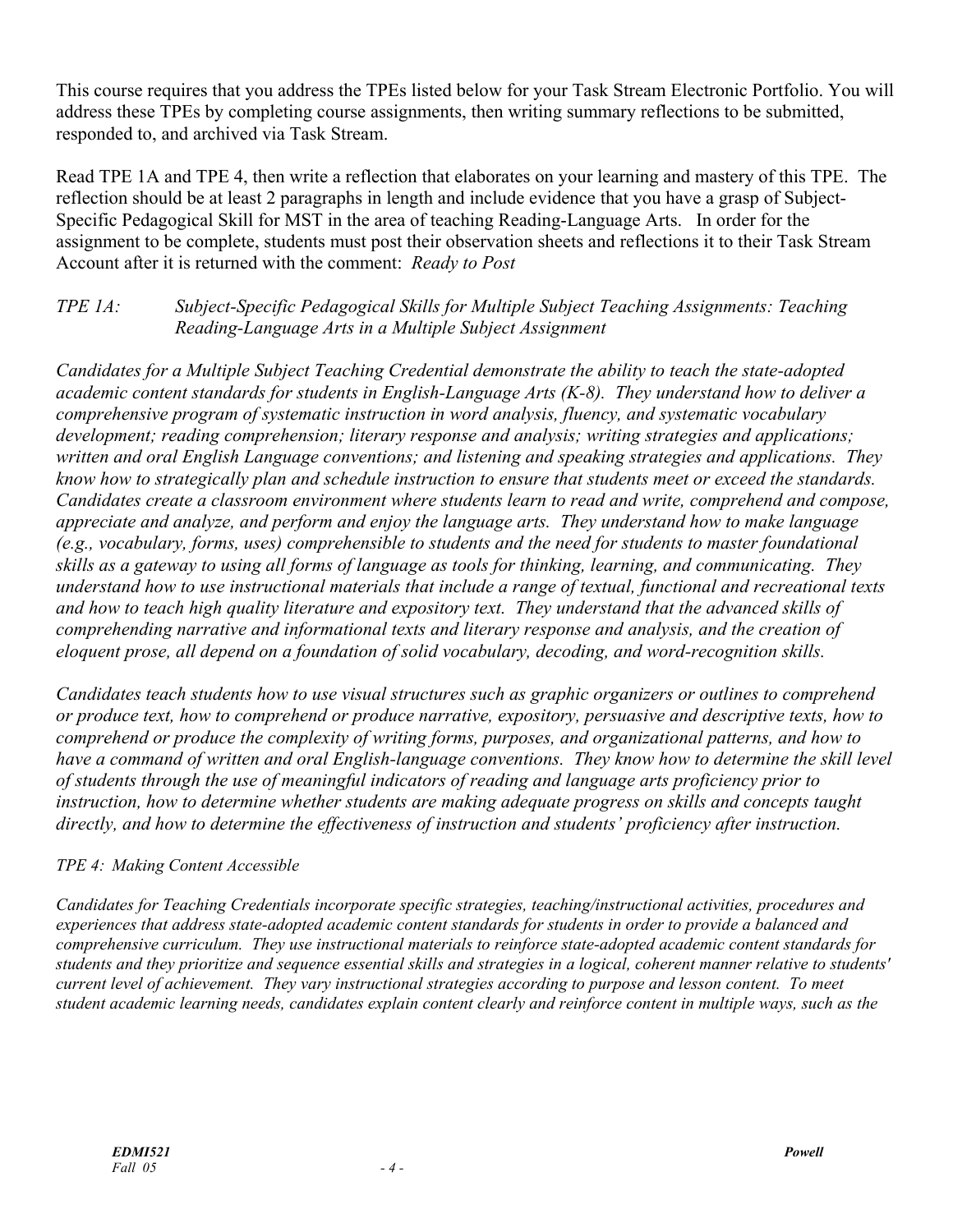This course requires that you address the TPEs listed below for your Task Stream Electronic Portfolio. You will address these TPEs by completing course assignments, then writing summary reflections to be submitted, responded to, and archived via Task Stream.

Read TPE 1A and TPE 4, then write a reflection that elaborates on your learning and mastery of this TPE. The reflection should be at least 2 paragraphs in length and include evidence that you have a grasp of Subject-Specific Pedagogical Skill for MST in the area of teaching Reading-Language Arts. In order for the assignment to be complete, students must post their observation sheets and reflections it to their Task Stream Account after it is returned with the comment: *Ready to Post*

*TPE 1A: Subject-Specific Pedagogical Skills for Multiple Subject Teaching Assignments: Teaching Reading-Language Arts in a Multiple Subject Assignment*

*Candidates for a Multiple Subject Teaching Credential demonstrate the ability to teach the state-adopted academic content standards for students in English-Language Arts (K-8). They understand how to deliver a comprehensive program of systematic instruction in word analysis, fluency, and systematic vocabulary development; reading comprehension; literary response and analysis; writing strategies and applications; written and oral English Language conventions; and listening and speaking strategies and applications. They know how to strategically plan and schedule instruction to ensure that students meet or exceed the standards. Candidates create a classroom environment where students learn to read and write, comprehend and compose, appreciate and analyze, and perform and enjoy the language arts. They understand how to make language (e.g., vocabulary, forms, uses) comprehensible to students and the need for students to master foundational skills as a gateway to using all forms of language as tools for thinking, learning, and communicating. They understand how to use instructional materials that include a range of textual, functional and recreational texts and how to teach high quality literature and expository text. They understand that the advanced skills of comprehending narrative and informational texts and literary response and analysis, and the creation of eloquent prose, all depend on a foundation of solid vocabulary, decoding, and word-recognition skills.*

*Candidates teach students how to use visual structures such as graphic organizers or outlines to comprehend or produce text, how to comprehend or produce narrative, expository, persuasive and descriptive texts, how to comprehend or produce the complexity of writing forms, purposes, and organizational patterns, and how to have a command of written and oral English-language conventions. They know how to determine the skill level of students through the use of meaningful indicators of reading and language arts proficiency prior to instruction, how to determine whether students are making adequate progress on skills and concepts taught directly, and how to determine the effectiveness of instruction and students' proficiency after instruction.*

*TPE 4: Making Content Accessible*

*Candidates for Teaching Credentials incorporate specific strategies, teaching/instructional activities, procedures and experiences that address state-adopted academic content standards for students in order to provide a balanced and comprehensive curriculum. They use instructional materials to reinforce state-adopted academic content standards for students and they prioritize and sequence essential skills and strategies in a logical, coherent manner relative to students' current level of achievement. They vary instructional strategies according to purpose and lesson content. To meet student academic learning needs, candidates explain content clearly and reinforce content in multiple ways, such as the*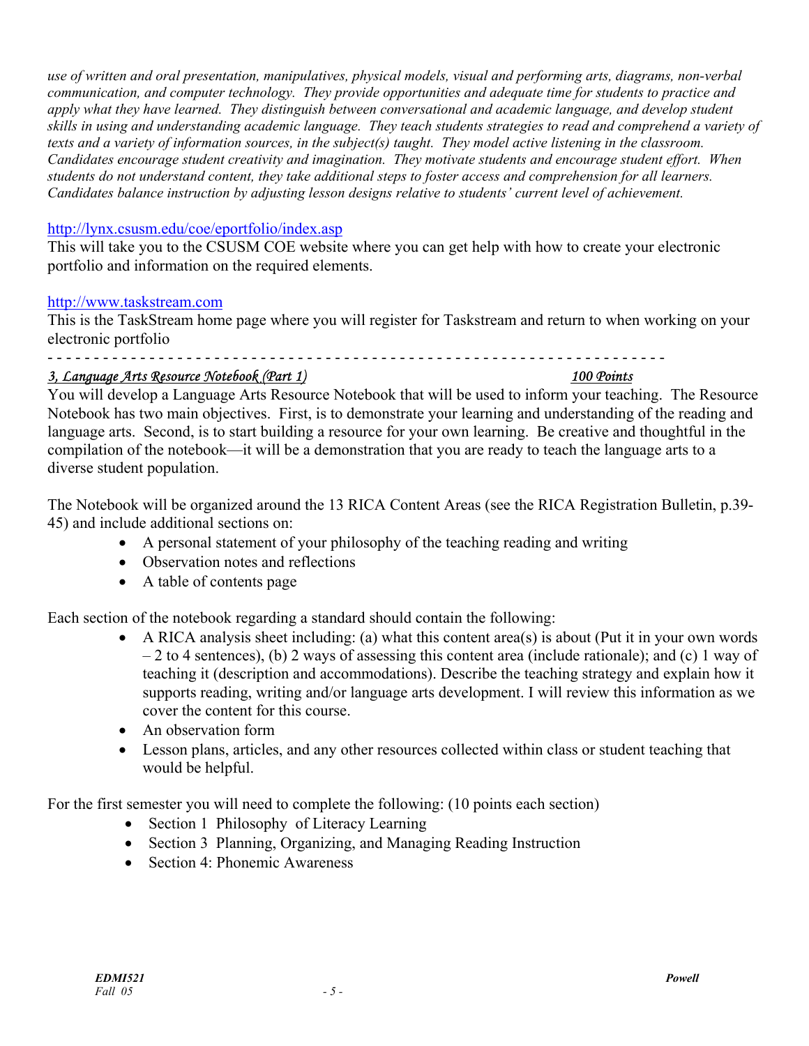*use of written and oral presentation, manipulatives, physical models, visual and performing arts, diagrams, non-verbal communication, and computer technology. They provide opportunities and adequate time for students to practice and apply what they have learned. They distinguish between conversational and academic language, and develop student skills in using and understanding academic language. They teach students strategies to read and comprehend a variety of texts and a variety of information sources, in the subject(s) taught. They model active listening in the classroom. Candidates encourage student creativity and imagination. They motivate students and encourage student effort. When students do not understand content, they take additional steps to foster access and comprehension for all learners. Candidates balance instruction by adjusting lesson designs relative to students' current level of achievement.*

http://lynx.csusm.edu/coe/eportfolio/index.asp
This will take you to the CSUSM COE website where you can get help with how to create your electronic portfolio and information on the required elements.

http://www.taskstream.com
This is the TaskStream home page where you will register for Taskstream and return to when working on your electronic portfolio

- - - - - - - - - - - - - - - - - - - - - - - - - - - - - - - - - - - - - - - - - - - - - - - - - - - - - - - - - - - - - - - -

***3, Language Arts Resource Notebook (Part 1)*** — ***100 Points***

You will develop a Language Arts Resource Notebook that will be used to inform your teaching. The Resource Notebook has two main objectives. First, is to demonstrate your learning and understanding of the reading and language arts. Second, is to start building a resource for your own learning. Be creative and thoughtful in the compilation of the notebook—it will be a demonstration that you are ready to teach the language arts to a diverse student population.

The Notebook will be organized around the 13 RICA Content Areas (see the RICA Registration Bulletin, p.39-45) and include additional sections on:

- A personal statement of your philosophy of the teaching reading and writing
- Observation notes and reflections
- A table of contents page

Each section of the notebook regarding a standard should contain the following:

- A RICA analysis sheet including: (a) what this content area(s) is about (Put it in your own words – 2 to 4 sentences), (b) 2 ways of assessing this content area (include rationale); and (c) 1 way of teaching it (description and accommodations). Describe the teaching strategy and explain how it supports reading, writing and/or language arts development. I will review this information as we cover the content for this course.
- An observation form
- Lesson plans, articles, and any other resources collected within class or student teaching that would be helpful.

For the first semester you will need to complete the following: (10 points each section)

- Section 1 Philosophy of Literacy Learning
- Section 3 Planning, Organizing, and Managing Reading Instruction
- Section 4: Phonemic Awareness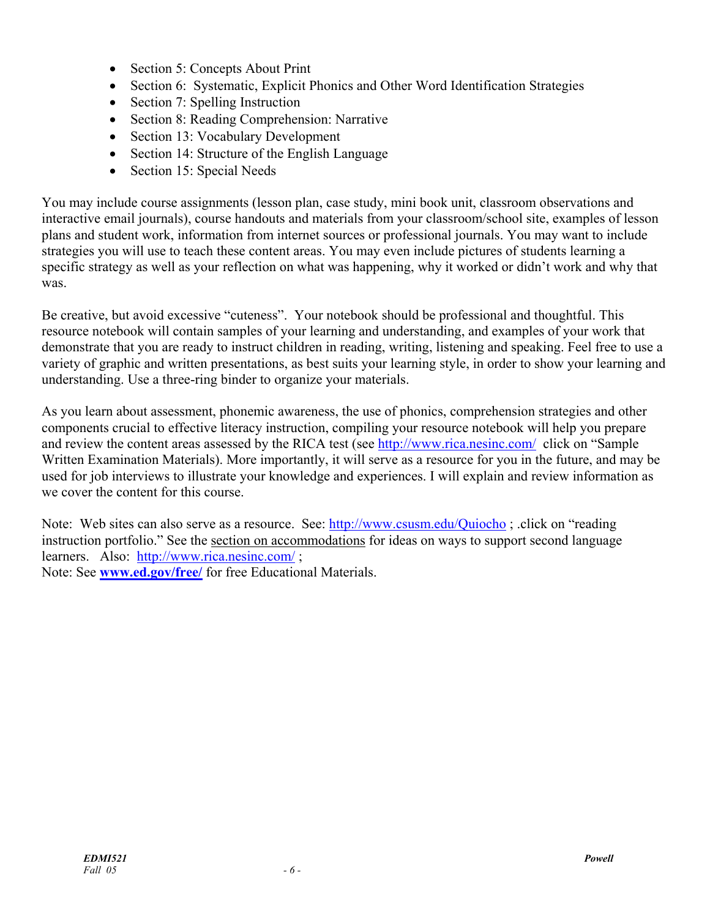- Section 5: Concepts About Print
- Section 6: Systematic, Explicit Phonics and Other Word Identification Strategies
- Section 7: Spelling Instruction
- Section 8: Reading Comprehension: Narrative
- Section 13: Vocabulary Development
- Section 14: Structure of the English Language
- Section 15: Special Needs

You may include course assignments (lesson plan, case study, mini book unit, classroom observations and interactive email journals), course handouts and materials from your classroom/school site, examples of lesson plans and student work, information from internet sources or professional journals. You may want to include strategies you will use to teach these content areas. You may even include pictures of students learning a specific strategy as well as your reflection on what was happening, why it worked or didn't work and why that was.

Be creative, but avoid excessive "cuteness". Your notebook should be professional and thoughtful. This resource notebook will contain samples of your learning and understanding, and examples of your work that demonstrate that you are ready to instruct children in reading, writing, listening and speaking. Feel free to use a variety of graphic and written presentations, as best suits your learning style, in order to show your learning and understanding. Use a three-ring binder to organize your materials.

As you learn about assessment, phonemic awareness, the use of phonics, comprehension strategies and other components crucial to effective literacy instruction, compiling your resource notebook will help you prepare and review the content areas assessed by the RICA test (see http://www.rica.nesinc.com/ click on "Sample Written Examination Materials). More importantly, it will serve as a resource for you in the future, and may be used for job interviews to illustrate your knowledge and experiences. I will explain and review information as we cover the content for this course.

Note: Web sites can also serve as a resource. See: http://www.csusm.edu/Quiocho ; .click on "reading instruction portfolio." See the section on accommodations for ideas on ways to support second language learners. Also: http://www.rica.nesinc.com/ ;
Note: See **www.ed.gov/free/** for free Educational Materials.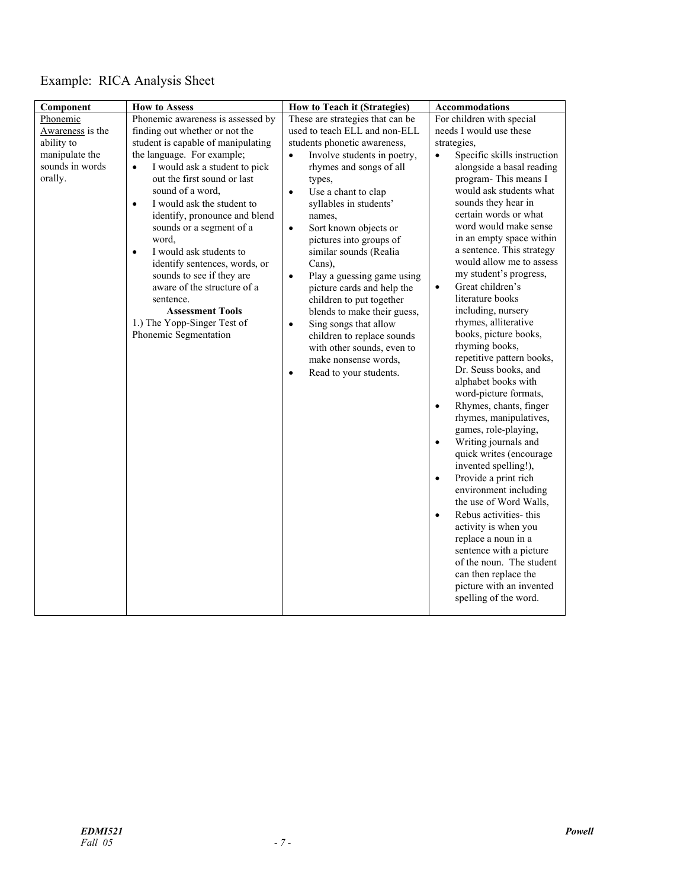Example: RICA Analysis Sheet

| Component | How to Assess | How to Teach it (Strategies) | Accommodations |
|---|---|---|---|
| Phonemic Awareness is the ability to manipulate the sounds in words orally. | Phonemic awareness is assessed by finding out whether or not the student is capable of manipulating the language. For example;<br>• I would ask a student to pick out the first sound or last sound of a word,<br>• I would ask the student to identify, pronounce and blend sounds or a segment of a word,<br>• I would ask students to identify sentences, words, or sounds to see if they are aware of the structure of a sentence.<br>**Assessment Tools**<br>1.) The Yopp-Singer Test of Phonemic Segmentation | These are strategies that can be used to teach ELL and non-ELL students phonetic awareness,<br>• Involve students in poetry, rhymes and songs of all types,<br>• Use a chant to clap syllables in students' names,<br>• Sort known objects or pictures into groups of similar sounds (Realia Cans),<br>• Play a guessing game using picture cards and help the children to put together blends to make their guess,<br>• Sing songs that allow children to replace sounds with other sounds, even to make nonsense words,<br>• Read to your students. | For children with special needs I would use these strategies,<br>• Specific skills instruction alongside a basal reading program- This means I would ask students what sounds they hear in certain words or what word would make sense in an empty space within a sentence. This strategy would allow me to assess my student's progress,<br>• Great children's literature books including, nursery rhymes, alliterative books, picture books, rhyming books, repetitive pattern books, Dr. Seuss books, and alphabet books with word-picture formats,<br>• Rhymes, chants, finger rhymes, manipulatives, games, role-playing,<br>• Writing journals and quick writes (encourage invented spelling!),<br>• Provide a print rich environment including the use of Word Walls,<br>• Rebus activities- this activity is when you replace a noun in a sentence with a picture of the noun. The student can then replace the picture with an invented spelling of the word. |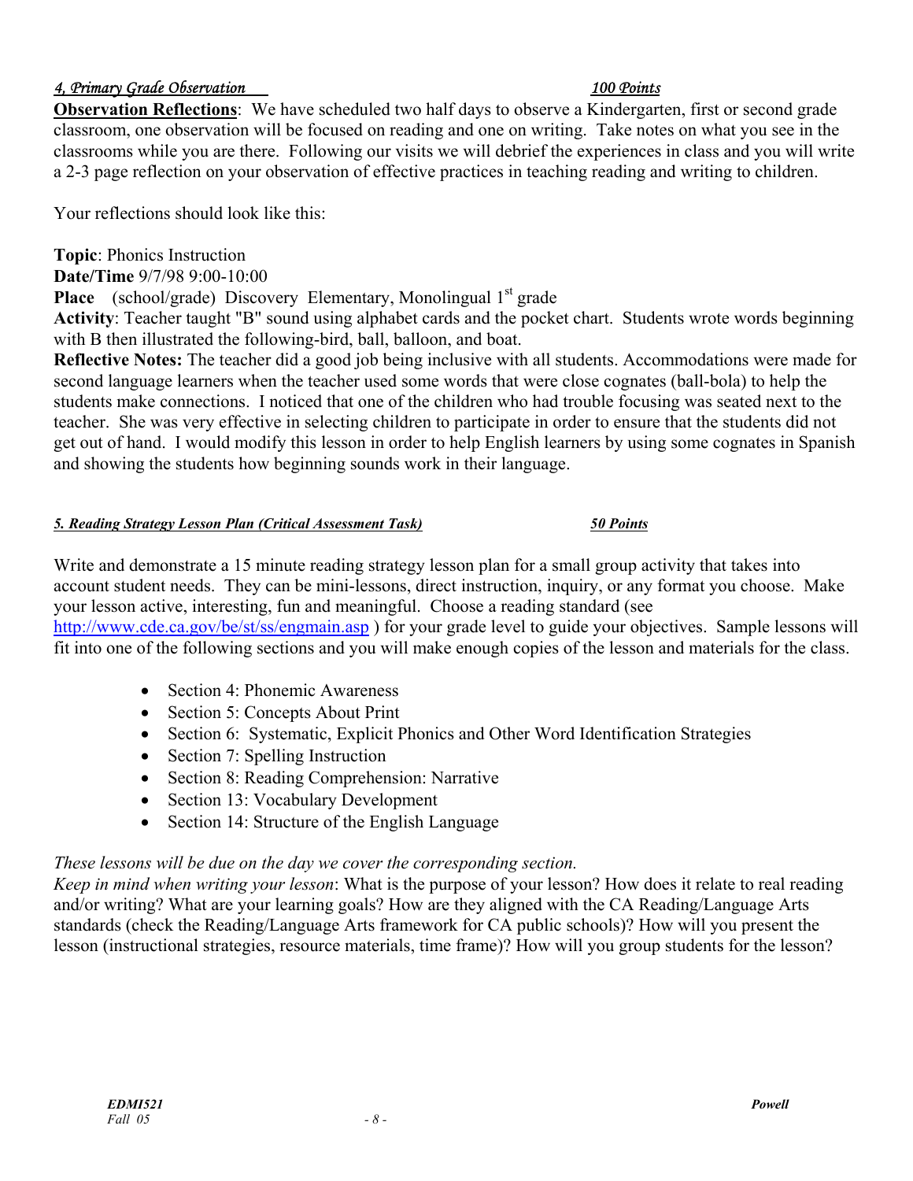### *4, Primary Grade Observation* *100 Points*

**Observation Reflections**: We have scheduled two half days to observe a Kindergarten, first or second grade classroom, one observation will be focused on reading and one on writing. Take notes on what you see in the classrooms while you are there. Following our visits we will debrief the experiences in class and you will write a 2-3 page reflection on your observation of effective practices in teaching reading and writing to children.

Your reflections should look like this:

**Topic**: Phonics Instruction
**Date/Time** 9/7/98 9:00-10:00
**Place** (school/grade) Discovery Elementary, Monolingual 1st grade
**Activity**: Teacher taught "B" sound using alphabet cards and the pocket chart. Students wrote words beginning with B then illustrated the following-bird, ball, balloon, and boat.
**Reflective Notes:** The teacher did a good job being inclusive with all students. Accommodations were made for second language learners when the teacher used some words that were close cognates (ball-bola) to help the students make connections. I noticed that one of the children who had trouble focusing was seated next to the teacher. She was very effective in selecting children to participate in order to ensure that the students did not get out of hand. I would modify this lesson in order to help English learners by using some cognates in Spanish and showing the students how beginning sounds work in their language.

### ***5. Reading Strategy Lesson Plan (Critical Assessment Task)*** ***50 Points***

Write and demonstrate a 15 minute reading strategy lesson plan for a small group activity that takes into account student needs. They can be mini-lessons, direct instruction, inquiry, or any format you choose. Make your lesson active, interesting, fun and meaningful. Choose a reading standard (see http://www.cde.ca.gov/be/st/ss/engmain.asp ) for your grade level to guide your objectives. Sample lessons will fit into one of the following sections and you will make enough copies of the lesson and materials for the class.

- Section 4: Phonemic Awareness
- Section 5: Concepts About Print
- Section 6: Systematic, Explicit Phonics and Other Word Identification Strategies
- Section 7: Spelling Instruction
- Section 8: Reading Comprehension: Narrative
- Section 13: Vocabulary Development
- Section 14: Structure of the English Language

*These lessons will be due on the day we cover the corresponding section.*
*Keep in mind when writing your lesson*: What is the purpose of your lesson? How does it relate to real reading and/or writing? What are your learning goals? How are they aligned with the CA Reading/Language Arts standards (check the Reading/Language Arts framework for CA public schools)? How will you present the lesson (instructional strategies, resource materials, time frame)? How will you group students for the lesson?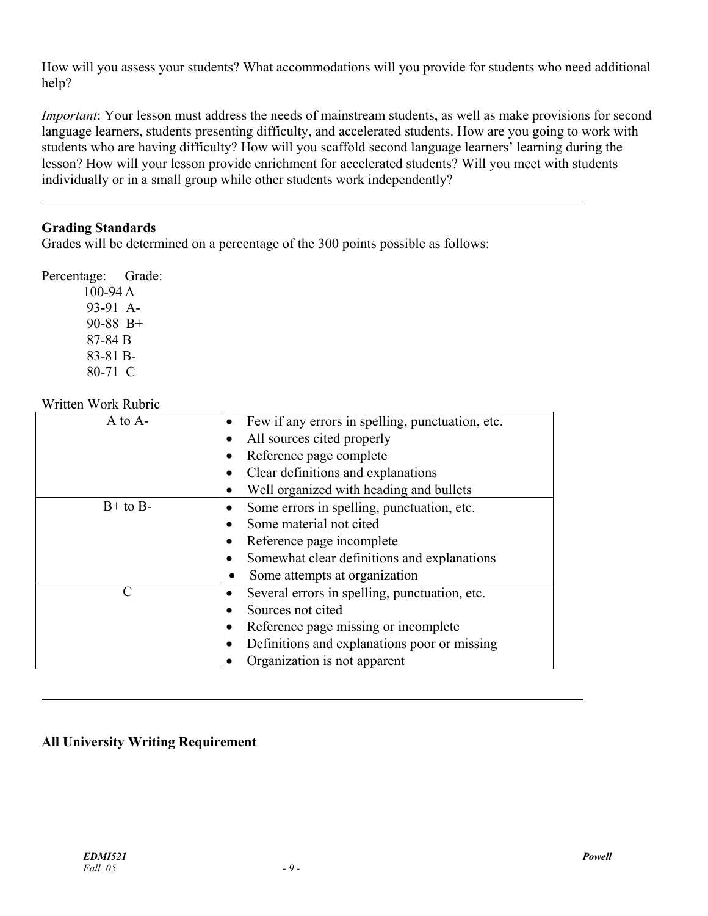How will you assess your students? What accommodations will you provide for students who need additional help?

*Important*: Your lesson must address the needs of mainstream students, as well as make provisions for second language learners, students presenting difficulty, and accelerated students. How are you going to work with students who are having difficulty? How will you scaffold second language learners' learning during the lesson? How will your lesson provide enrichment for accelerated students? Will you meet with students individually or in a small group while other students work independently?

---

## Grading Standards

Grades will be determined on a percentage of the 300 points possible as follows:

| Percentage: | Grade: |
|---|---|
| 100-94 | A |
| 93-91 | A- |
| 90-88 | B+ |
| 87-84 | B |
| 83-81 | B- |
| 80-71 | C |

Written Work Rubric

| | |
|---|---|
| A to A- | • Few if any errors in spelling, punctuation, etc.<br>• All sources cited properly<br>• Reference page complete<br>• Clear definitions and explanations<br>• Well organized with heading and bullets |
| B+ to B- | • Some errors in spelling, punctuation, etc.<br>• Some material not cited<br>• Reference page incomplete<br>• Somewhat clear definitions and explanations<br>• Some attempts at organization |
| C | • Several errors in spelling, punctuation, etc.<br>• Sources not cited<br>• Reference page missing or incomplete<br>• Definitions and explanations poor or missing<br>• Organization is not apparent |

---

## All University Writing Requirement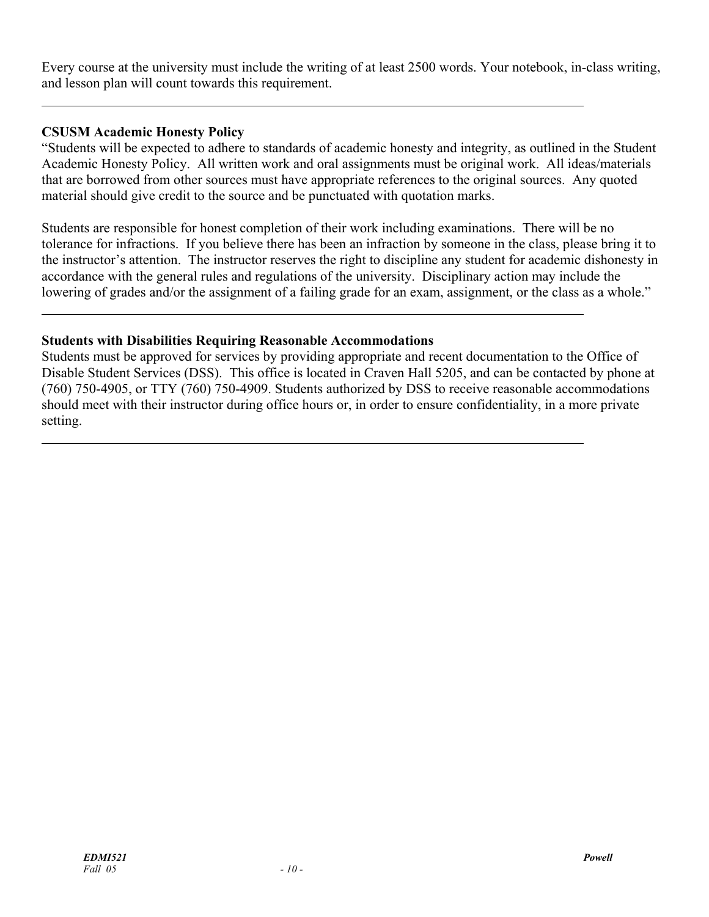Every course at the university must include the writing of at least 2500 words. Your notebook, in-class writing, and lesson plan will count towards this requirement.

---

**CSUSM Academic Honesty Policy**

"Students will be expected to adhere to standards of academic honesty and integrity, as outlined in the Student Academic Honesty Policy. All written work and oral assignments must be original work. All ideas/materials that are borrowed from other sources must have appropriate references to the original sources. Any quoted material should give credit to the source and be punctuated with quotation marks.

Students are responsible for honest completion of their work including examinations. There will be no tolerance for infractions. If you believe there has been an infraction by someone in the class, please bring it to the instructor's attention. The instructor reserves the right to discipline any student for academic dishonesty in accordance with the general rules and regulations of the university. Disciplinary action may include the lowering of grades and/or the assignment of a failing grade for an exam, assignment, or the class as a whole."

---

**Students with Disabilities Requiring Reasonable Accommodations**

Students must be approved for services by providing appropriate and recent documentation to the Office of Disable Student Services (DSS). This office is located in Craven Hall 5205, and can be contacted by phone at (760) 750-4905, or TTY (760) 750-4909. Students authorized by DSS to receive reasonable accommodations should meet with their instructor during office hours or, in order to ensure confidentiality, in a more private setting.

---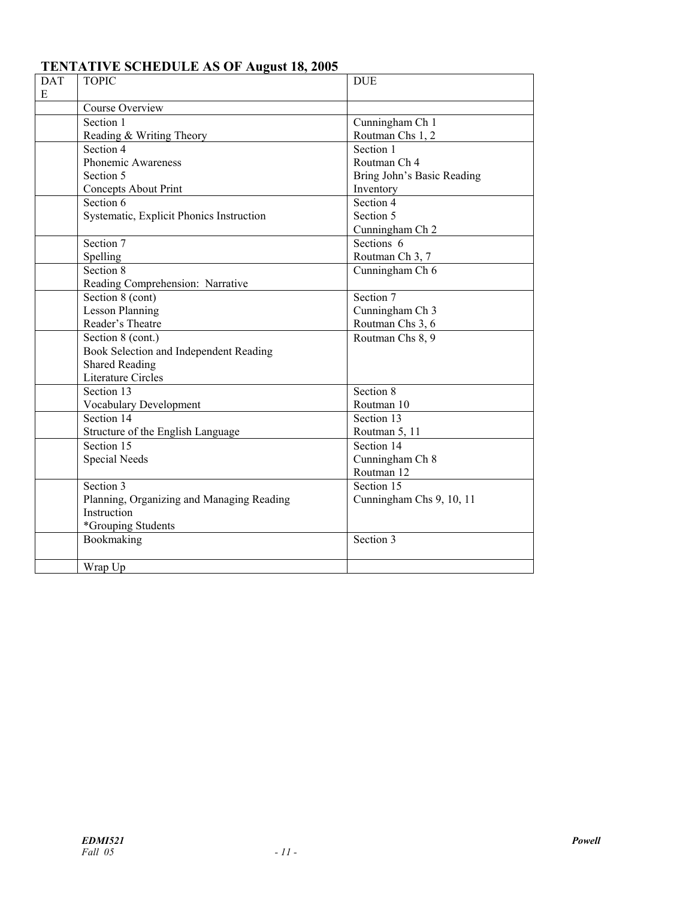## TENTATIVE SCHEDULE AS OF August 18, 2005

| DATE | TOPIC | DUE |
|---|---|---|
| | Course Overview | |
| | Section 1<br>Reading & Writing Theory | Cunningham Ch 1<br>Routman Chs 1, 2 |
| | Section 4<br>Phonemic Awareness<br>Section 5<br>Concepts About Print | Section 1<br>Routman Ch 4<br>Bring John's Basic Reading Inventory |
| | Section 6<br>Systematic, Explicit Phonics Instruction | Section 4<br>Section 5<br>Cunningham Ch 2 |
| | Section 7<br>Spelling | Sections 6<br>Routman Ch 3, 7 |
| | Section 8<br>Reading Comprehension: Narrative | Cunningham Ch 6 |
| | Section 8 (cont)<br>Lesson Planning<br>Reader's Theatre | Section 7<br>Cunningham Ch 3<br>Routman Chs 3, 6 |
| | Section 8 (cont.)<br>Book Selection and Independent Reading<br>Shared Reading<br>Literature Circles | Routman Chs 8, 9 |
| | Section 13<br>Vocabulary Development | Section 8<br>Routman 10 |
| | Section 14<br>Structure of the English Language | Section 13<br>Routman 5, 11 |
| | Section 15<br>Special Needs | Section 14<br>Cunningham Ch 8<br>Routman 12 |
| | Section 3<br>Planning, Organizing and Managing Reading Instruction<br>*Grouping Students | Section 15<br>Cunningham Chs 9, 10, 11 |
| | Bookmaking | Section 3 |
| | Wrap Up | |